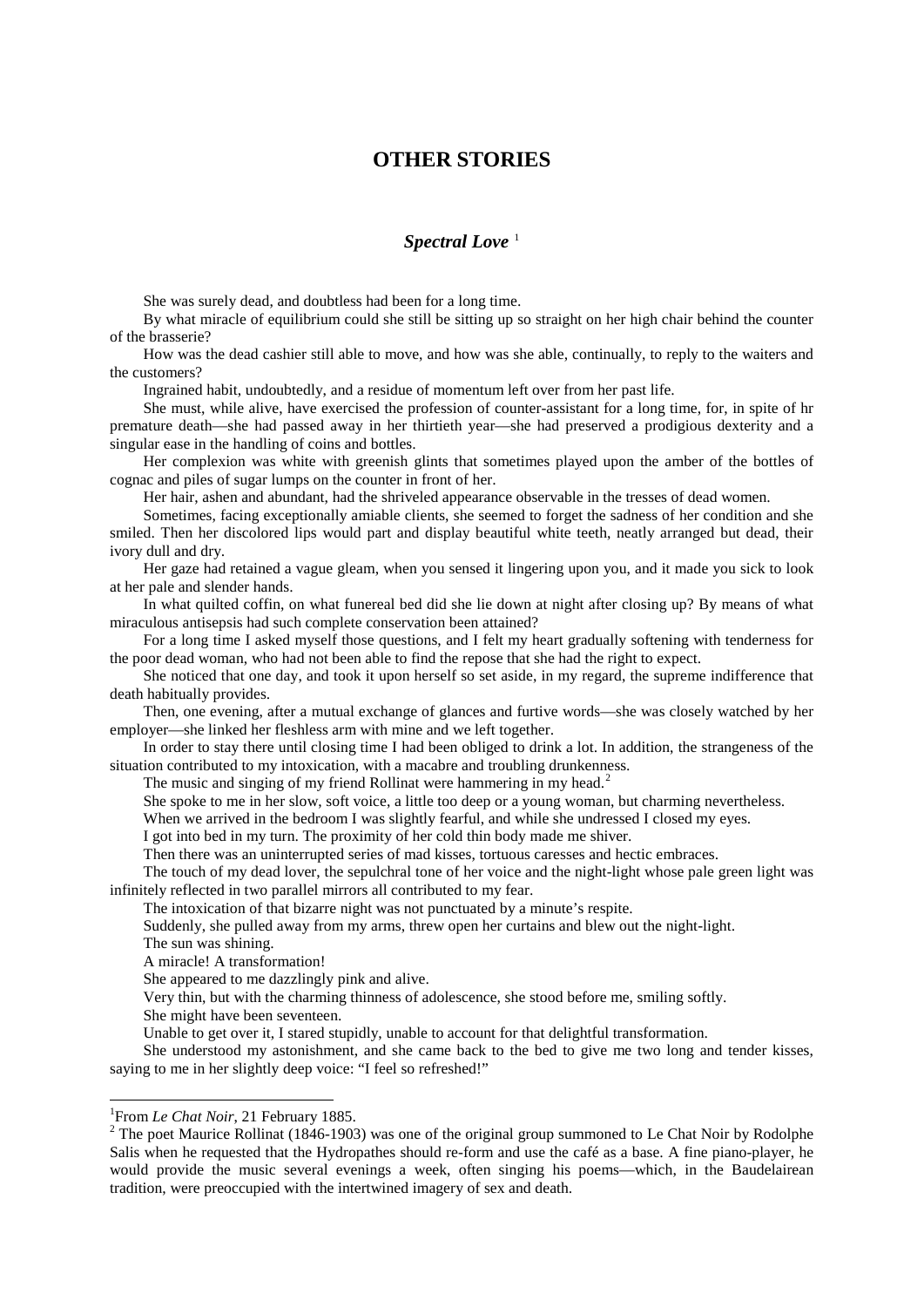# OTHER STORIES

## *Spectral Love* [1]

She was surely dead, and doubtless had been for a long time.

By what miracle of equilibrium could she still be sitting up so straight on her high chair behind the counter of the brasserie?

How was the dead cashier still able to move, and how was she able, continually, to reply to the waiters and the customers?

Ingrained habit, undoubtedly, and a residue of momentum left over from her past life.

She must, while alive, have exercised the profession of counter-assistant for a long time, for, in spite of hr premature death—she had passed away in her thirtieth year—she had preserved a prodigious dexterity and a singular ease in the handling of coins and bottles.

Her complexion was white with greenish glints that sometimes played upon the amber of the bottles of cognac and piles of sugar lumps on the counter in front of her.

Her hair, ashen and abundant, had the shriveled appearance observable in the tresses of dead women.

Sometimes, facing exceptionally amiable clients, she seemed to forget the sadness of her condition and she smiled. Then her discolored lips would part and display beautiful white teeth, neatly arranged but dead, their ivory dull and dry.

Her gaze had retained a vague gleam, when you sensed it lingering upon you, and it made you sick to look at her pale and slender hands.

In what quilted coffin, on what funereal bed did she lie down at night after closing up? By means of what miraculous antisepsis had such complete conservation been attained?

For a long time I asked myself those questions, and I felt my heart gradually softening with tenderness for the poor dead woman, who had not been able to find the repose that she had the right to expect.

She noticed that one day, and took it upon herself so set aside, in my regard, the supreme indifference that death habitually provides.

Then, one evening, after a mutual exchange of glances and furtive words—she was closely watched by her employer—she linked her fleshless arm with mine and we left together.

In order to stay there until closing time I had been obliged to drink a lot. In addition, the strangeness of the situation contributed to my intoxication, with a macabre and troubling drunkenness.

The music and singing of my friend Rollinat were hammering in my head.[2]

She spoke to me in her slow, soft voice, a little too deep or a young woman, but charming nevertheless.

When we arrived in the bedroom I was slightly fearful, and while she undressed I closed my eyes.

I got into bed in my turn. The proximity of her cold thin body made me shiver.

Then there was an uninterrupted series of mad kisses, tortuous caresses and hectic embraces.

The touch of my dead lover, the sepulchral tone of her voice and the night-light whose pale green light was infinitely reflected in two parallel mirrors all contributed to my fear.

The intoxication of that bizarre night was not punctuated by a minute's respite.

Suddenly, she pulled away from my arms, threw open her curtains and blew out the night-light.

The sun was shining.

A miracle! A transformation!

She appeared to me dazzlingly pink and alive.

Very thin, but with the charming thinness of adolescence, she stood before me, smiling softly.

She might have been seventeen.

Unable to get over it, I stared stupidly, unable to account for that delightful transformation.

She understood my astonishment, and she came back to the bed to give me two long and tender kisses, saying to me in her slightly deep voice: "I feel so refreshed!"

---

[1] From *Le Chat Noir*, 21 February 1885.

[2] The poet Maurice Rollinat (1846-1903) was one of the original group summoned to Le Chat Noir by Rodolphe Salis when he requested that the Hydropathes should re-form and use the café as a base. A fine piano-player, he would provide the music several evenings a week, often singing his poems—which, in the Baudelairean tradition, were preoccupied with the intertwined imagery of sex and death.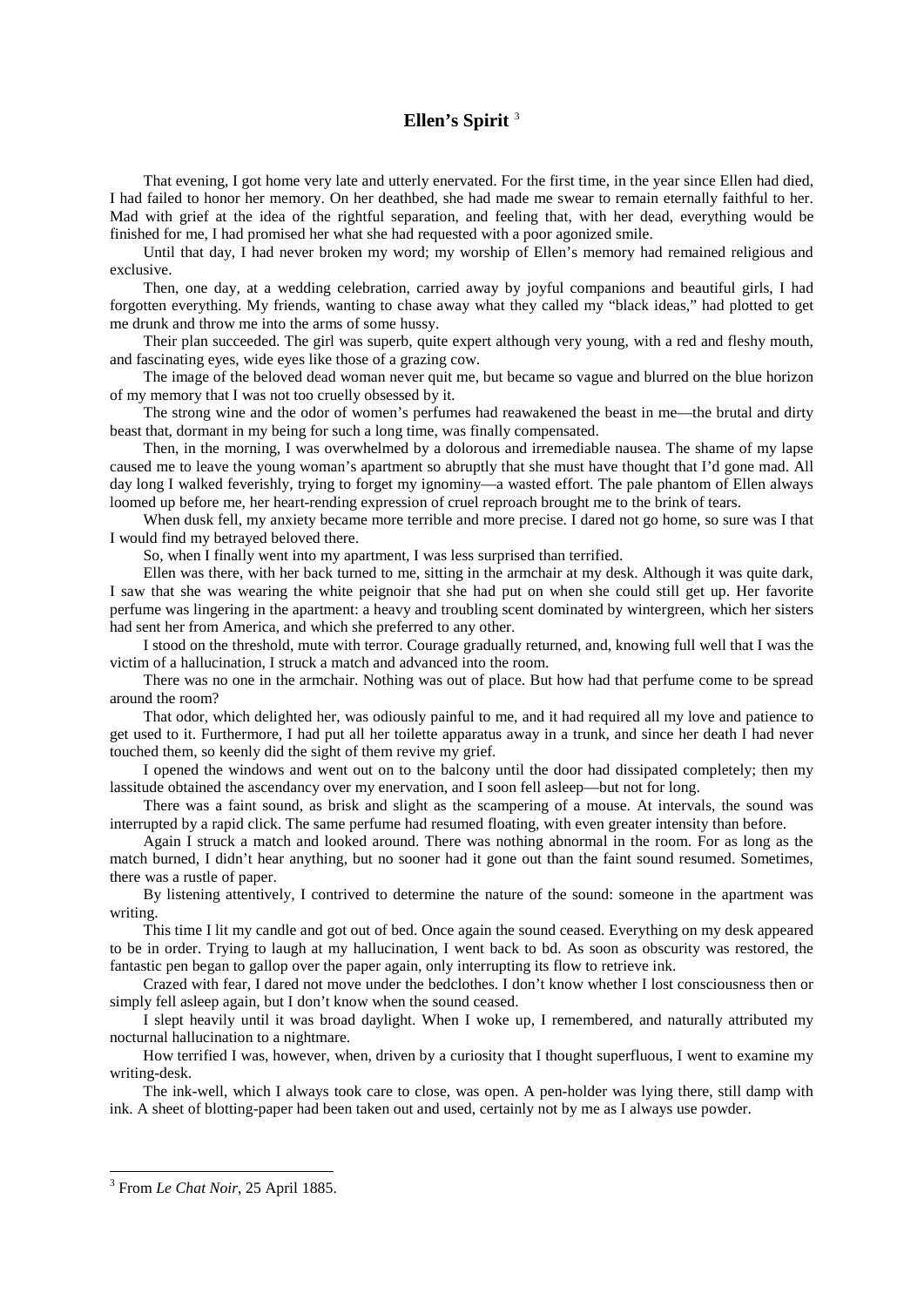## Ellen's Spirit [3]

That evening, I got home very late and utterly enervated. For the first time, in the year since Ellen had died, I had failed to honor her memory. On her deathbed, she had made me swear to remain eternally faithful to her. Mad with grief at the idea of the rightful separation, and feeling that, with her dead, everything would be finished for me, I had promised her what she had requested with a poor agonized smile.

Until that day, I had never broken my word; my worship of Ellen's memory had remained religious and exclusive.

Then, one day, at a wedding celebration, carried away by joyful companions and beautiful girls, I had forgotten everything. My friends, wanting to chase away what they called my "black ideas," had plotted to get me drunk and throw me into the arms of some hussy.

Their plan succeeded. The girl was superb, quite expert although very young, with a red and fleshy mouth, and fascinating eyes, wide eyes like those of a grazing cow.

The image of the beloved dead woman never quit me, but became so vague and blurred on the blue horizon of my memory that I was not too cruelly obsessed by it.

The strong wine and the odor of women's perfumes had reawakened the beast in me—the brutal and dirty beast that, dormant in my being for such a long time, was finally compensated.

Then, in the morning, I was overwhelmed by a dolorous and irremediable nausea. The shame of my lapse caused me to leave the young woman's apartment so abruptly that she must have thought that I'd gone mad. All day long I walked feverishly, trying to forget my ignominy—a wasted effort. The pale phantom of Ellen always loomed up before me, her heart-rending expression of cruel reproach brought me to the brink of tears.

When dusk fell, my anxiety became more terrible and more precise. I dared not go home, so sure was I that I would find my betrayed beloved there.

So, when I finally went into my apartment, I was less surprised than terrified.

Ellen was there, with her back turned to me, sitting in the armchair at my desk. Although it was quite dark, I saw that she was wearing the white peignoir that she had put on when she could still get up. Her favorite perfume was lingering in the apartment: a heavy and troubling scent dominated by wintergreen, which her sisters had sent her from America, and which she preferred to any other.

I stood on the threshold, mute with terror. Courage gradually returned, and, knowing full well that I was the victim of a hallucination, I struck a match and advanced into the room.

There was no one in the armchair. Nothing was out of place. But how had that perfume come to be spread around the room?

That odor, which delighted her, was odiously painful to me, and it had required all my love and patience to get used to it. Furthermore, I had put all her toilette apparatus away in a trunk, and since her death I had never touched them, so keenly did the sight of them revive my grief.

I opened the windows and went out on to the balcony until the door had dissipated completely; then my lassitude obtained the ascendancy over my enervation, and I soon fell asleep—but not for long.

There was a faint sound, as brisk and slight as the scampering of a mouse. At intervals, the sound was interrupted by a rapid click. The same perfume had resumed floating, with even greater intensity than before.

Again I struck a match and looked around. There was nothing abnormal in the room. For as long as the match burned, I didn't hear anything, but no sooner had it gone out than the faint sound resumed. Sometimes, there was a rustle of paper.

By listening attentively, I contrived to determine the nature of the sound: someone in the apartment was writing.

This time I lit my candle and got out of bed. Once again the sound ceased. Everything on my desk appeared to be in order. Trying to laugh at my hallucination, I went back to bd. As soon as obscurity was restored, the fantastic pen began to gallop over the paper again, only interrupting its flow to retrieve ink.

Crazed with fear, I dared not move under the bedclothes. I don't know whether I lost consciousness then or simply fell asleep again, but I don't know when the sound ceased.

I slept heavily until it was broad daylight. When I woke up, I remembered, and naturally attributed my nocturnal hallucination to a nightmare.

How terrified I was, however, when, driven by a curiosity that I thought superfluous, I went to examine my writing-desk.

The ink-well, which I always took care to close, was open. A pen-holder was lying there, still damp with ink. A sheet of blotting-paper had been taken out and used, certainly not by me as I always use powder.

[3] From *Le Chat Noir*, 25 April 1885.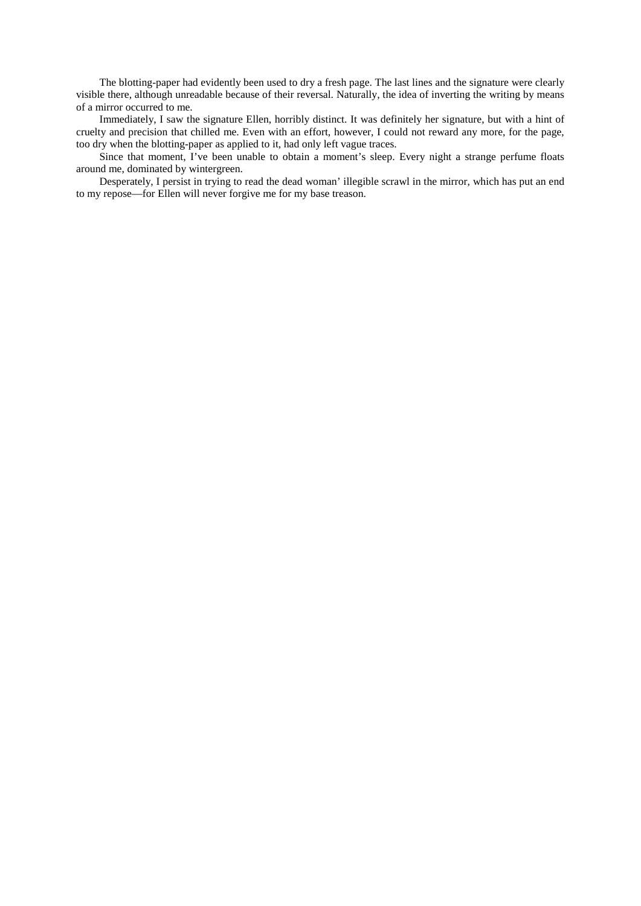The blotting-paper had evidently been used to dry a fresh page. The last lines and the signature were clearly visible there, although unreadable because of their reversal. Naturally, the idea of inverting the writing by means of a mirror occurred to me.

Immediately, I saw the signature Ellen, horribly distinct. It was definitely her signature, but with a hint of cruelty and precision that chilled me. Even with an effort, however, I could not reward any more, for the page, too dry when the blotting-paper as applied to it, had only left vague traces.

Since that moment, I've been unable to obtain a moment's sleep. Every night a strange perfume floats around me, dominated by wintergreen.

Desperately, I persist in trying to read the dead woman' illegible scrawl in the mirror, which has put an end to my repose—for Ellen will never forgive me for my base treason.